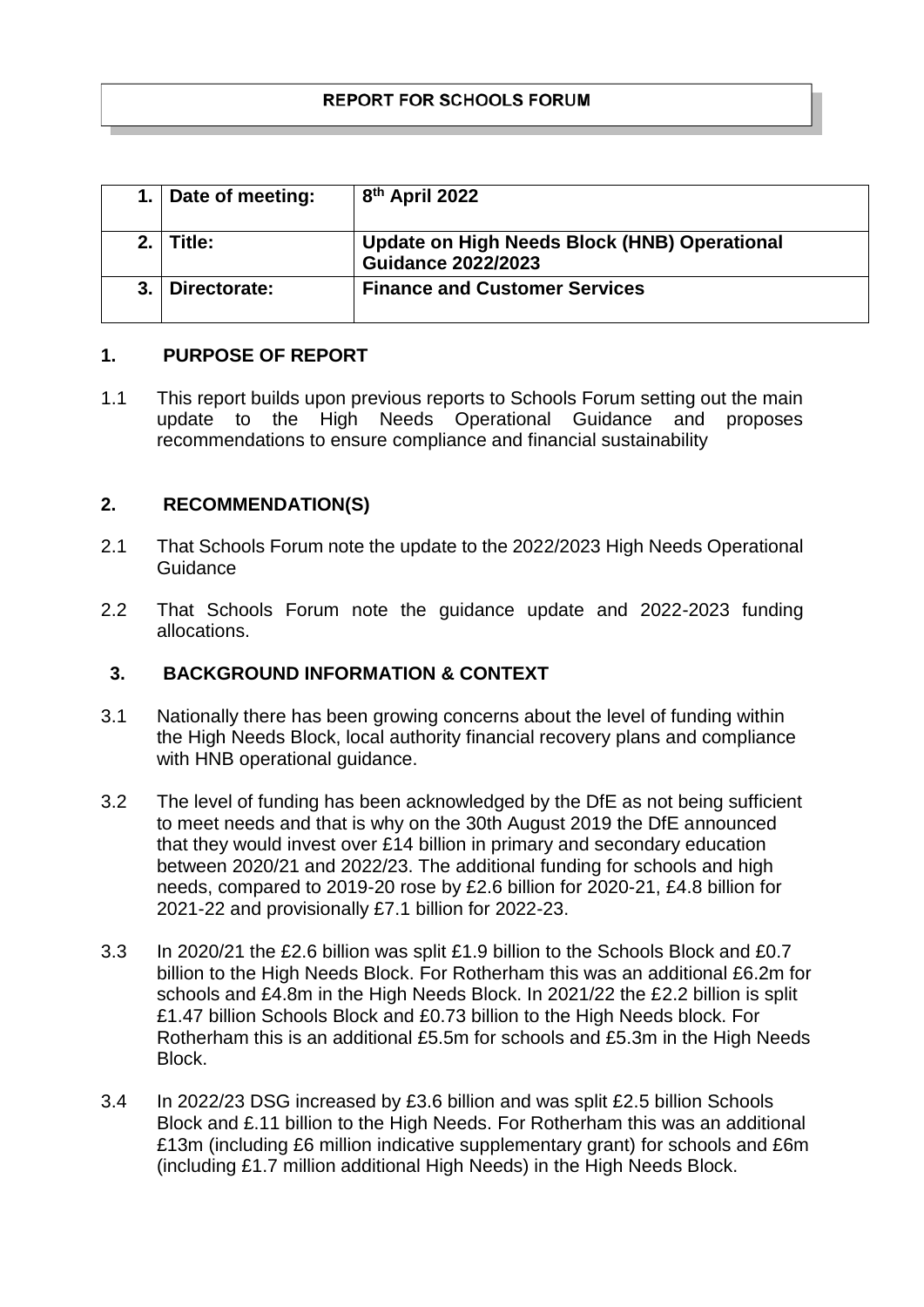**REPORT FOR SCHOOLS FORUM**

| 1. | Date of meeting: | 8th April 2022 |
|---|---|---|
| 2. | Title: | Update on High Needs Block (HNB) Operational Guidance 2022/2023 |
| 3. | Directorate: | Finance and Customer Services |

## 1. PURPOSE OF REPORT

1.1 This report builds upon previous reports to Schools Forum setting out the main update to the High Needs Operational Guidance and proposes recommendations to ensure compliance and financial sustainability

## 2. RECOMMENDATION(S)

2.1 That Schools Forum note the update to the 2022/2023 High Needs Operational Guidance

2.2 That Schools Forum note the guidance update and 2022-2023 funding allocations.

## 3. BACKGROUND INFORMATION & CONTEXT

3.1 Nationally there has been growing concerns about the level of funding within the High Needs Block, local authority financial recovery plans and compliance with HNB operational guidance.

3.2 The level of funding has been acknowledged by the DfE as not being sufficient to meet needs and that is why on the 30th August 2019 the DfE announced that they would invest over £14 billion in primary and secondary education between 2020/21 and 2022/23. The additional funding for schools and high needs, compared to 2019-20 rose by £2.6 billion for 2020-21, £4.8 billion for 2021-22 and provisionally £7.1 billion for 2022-23.

3.3 In 2020/21 the £2.6 billion was split £1.9 billion to the Schools Block and £0.7 billion to the High Needs Block. For Rotherham this was an additional £6.2m for schools and £4.8m in the High Needs Block. In 2021/22 the £2.2 billion is split £1.47 billion Schools Block and £0.73 billion to the High Needs block. For Rotherham this is an additional £5.5m for schools and £5.3m in the High Needs Block.

3.4 In 2022/23 DSG increased by £3.6 billion and was split £2.5 billion Schools Block and £.11 billion to the High Needs. For Rotherham this was an additional £13m (including £6 million indicative supplementary grant) for schools and £6m (including £1.7 million additional High Needs) in the High Needs Block.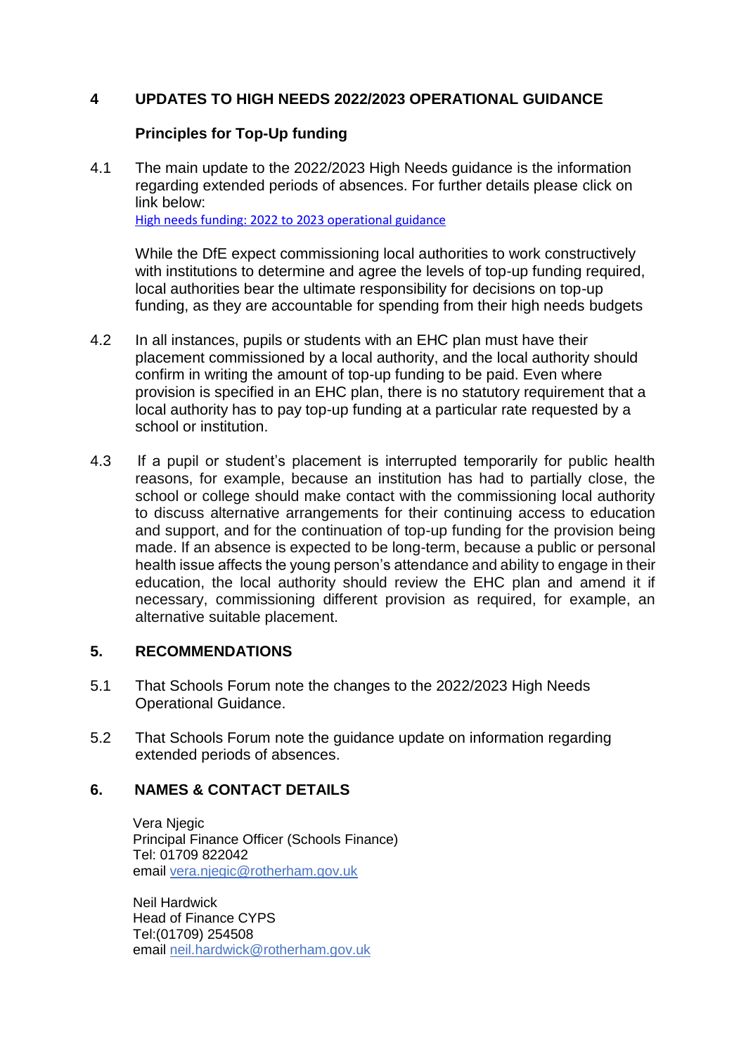## 4 UPDATES TO HIGH NEEDS 2022/2023 OPERATIONAL GUIDANCE

### Principles for Top-Up funding

4.1 The main update to the 2022/2023 High Needs guidance is the information regarding extended periods of absences. For further details please click on link below:
[High needs funding: 2022 to 2023 operational guidance]()

While the DfE expect commissioning local authorities to work constructively with institutions to determine and agree the levels of top-up funding required, local authorities bear the ultimate responsibility for decisions on top-up funding, as they are accountable for spending from their high needs budgets

4.2 In all instances, pupils or students with an EHC plan must have their placement commissioned by a local authority, and the local authority should confirm in writing the amount of top-up funding to be paid. Even where provision is specified in an EHC plan, there is no statutory requirement that a local authority has to pay top-up funding at a particular rate requested by a school or institution.

4.3 If a pupil or student's placement is interrupted temporarily for public health reasons, for example, because an institution has had to partially close, the school or college should make contact with the commissioning local authority to discuss alternative arrangements for their continuing access to education and support, and for the continuation of top-up funding for the provision being made. If an absence is expected to be long-term, because a public or personal health issue affects the young person's attendance and ability to engage in their education, the local authority should review the EHC plan and amend it if necessary, commissioning different provision as required, for example, an alternative suitable placement.

## 5. RECOMMENDATIONS

5.1 That Schools Forum note the changes to the 2022/2023 High Needs Operational Guidance.

5.2 That Schools Forum note the guidance update on information regarding extended periods of absences.

## 6. NAMES & CONTACT DETAILS

Vera Njegic
Principal Finance Officer (Schools Finance)
Tel: 01709 822042
email vera.njegic@rotherham.gov.uk

Neil Hardwick
Head of Finance CYPS
Tel:(01709) 254508
email neil.hardwick@rotherham.gov.uk